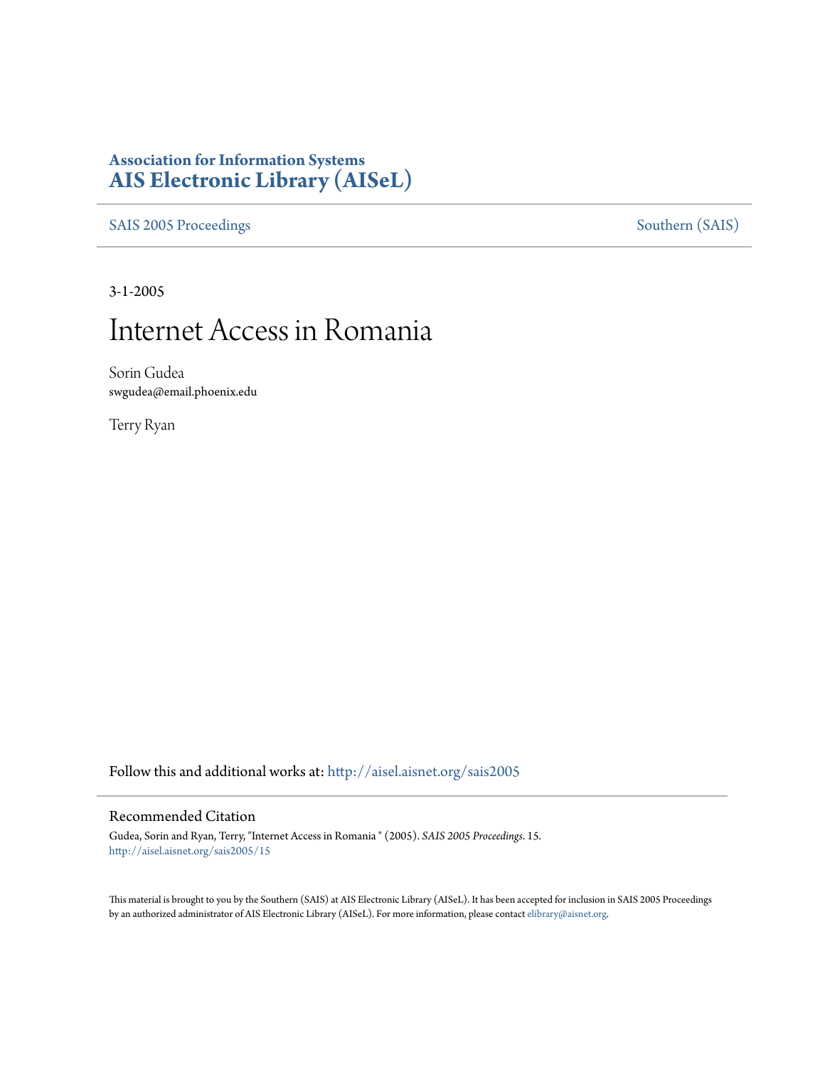**Association for Information Systems**
**AIS Electronic Library (AISeL)**

SAIS 2005 Proceedings | Southern (SAIS)

3-1-2005

# Internet Access in Romania

Sorin Gudea
swgudea@email.phoenix.edu

Terry Ryan

Follow this and additional works at: http://aisel.aisnet.org/sais2005

## Recommended Citation

Gudea, Sorin and Ryan, Terry, "Internet Access in Romania " (2005). *SAIS 2005 Proceedings*. 15.
http://aisel.aisnet.org/sais2005/15

This material is brought to you by the Southern (SAIS) at AIS Electronic Library (AISeL). It has been accepted for inclusion in SAIS 2005 Proceedings by an authorized administrator of AIS Electronic Library (AISeL). For more information, please contact elibrary@aisnet.org.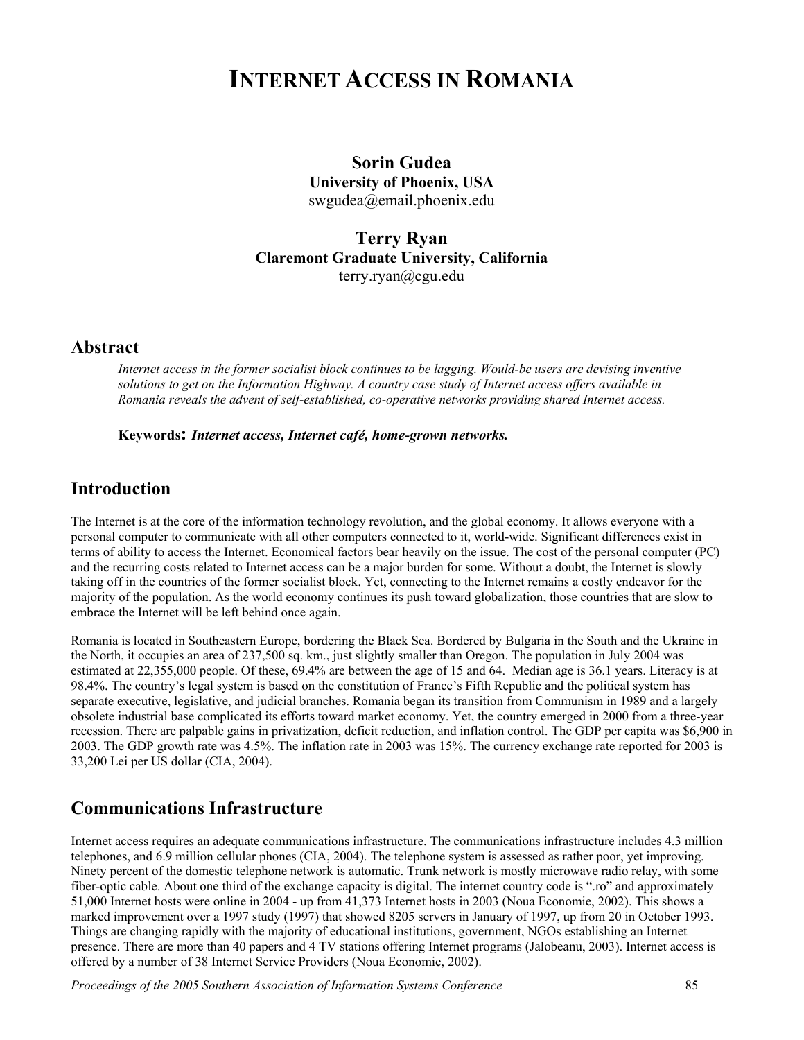# INTERNET ACCESS IN ROMANIA

**Sorin Gudea**
**University of Phoenix, USA**
swgudea@email.phoenix.edu

**Terry Ryan**
**Claremont Graduate University, California**
terry.ryan@cgu.edu

## Abstract

*Internet access in the former socialist block continues to be lagging. Would-be users are devising inventive solutions to get on the Information Highway. A country case study of Internet access offers available in Romania reveals the advent of self-established, co-operative networks providing shared Internet access.*

**Keywords:** ***Internet access, Internet café, home-grown networks.***

## Introduction

The Internet is at the core of the information technology revolution, and the global economy. It allows everyone with a personal computer to communicate with all other computers connected to it, world-wide. Significant differences exist in terms of ability to access the Internet. Economical factors bear heavily on the issue. The cost of the personal computer (PC) and the recurring costs related to Internet access can be a major burden for some. Without a doubt, the Internet is slowly taking off in the countries of the former socialist block. Yet, connecting to the Internet remains a costly endeavor for the majority of the population. As the world economy continues its push toward globalization, those countries that are slow to embrace the Internet will be left behind once again.

Romania is located in Southeastern Europe, bordering the Black Sea. Bordered by Bulgaria in the South and the Ukraine in the North, it occupies an area of 237,500 sq. km., just slightly smaller than Oregon. The population in July 2004 was estimated at 22,355,000 people. Of these, 69.4% are between the age of 15 and 64. Median age is 36.1 years. Literacy is at 98.4%. The country's legal system is based on the constitution of France's Fifth Republic and the political system has separate executive, legislative, and judicial branches. Romania began its transition from Communism in 1989 and a largely obsolete industrial base complicated its efforts toward market economy. Yet, the country emerged in 2000 from a three-year recession. There are palpable gains in privatization, deficit reduction, and inflation control. The GDP per capita was $6,900 in 2003. The GDP growth rate was 4.5%. The inflation rate in 2003 was 15%. The currency exchange rate reported for 2003 is 33,200 Lei per US dollar (CIA, 2004).

## Communications Infrastructure

Internet access requires an adequate communications infrastructure. The communications infrastructure includes 4.3 million telephones, and 6.9 million cellular phones (CIA, 2004). The telephone system is assessed as rather poor, yet improving. Ninety percent of the domestic telephone network is automatic. Trunk network is mostly microwave radio relay, with some fiber-optic cable. About one third of the exchange capacity is digital. The internet country code is ".ro" and approximately 51,000 Internet hosts were online in 2004 - up from 41,373 Internet hosts in 2003 (Noua Economie, 2002). This shows a marked improvement over a 1997 study (1997) that showed 8205 servers in January of 1997, up from 20 in October 1993. Things are changing rapidly with the majority of educational institutions, government, NGOs establishing an Internet presence. There are more than 40 papers and 4 TV stations offering Internet programs (Jalobeanu, 2003). Internet access is offered by a number of 38 Internet Service Providers (Noua Economie, 2002).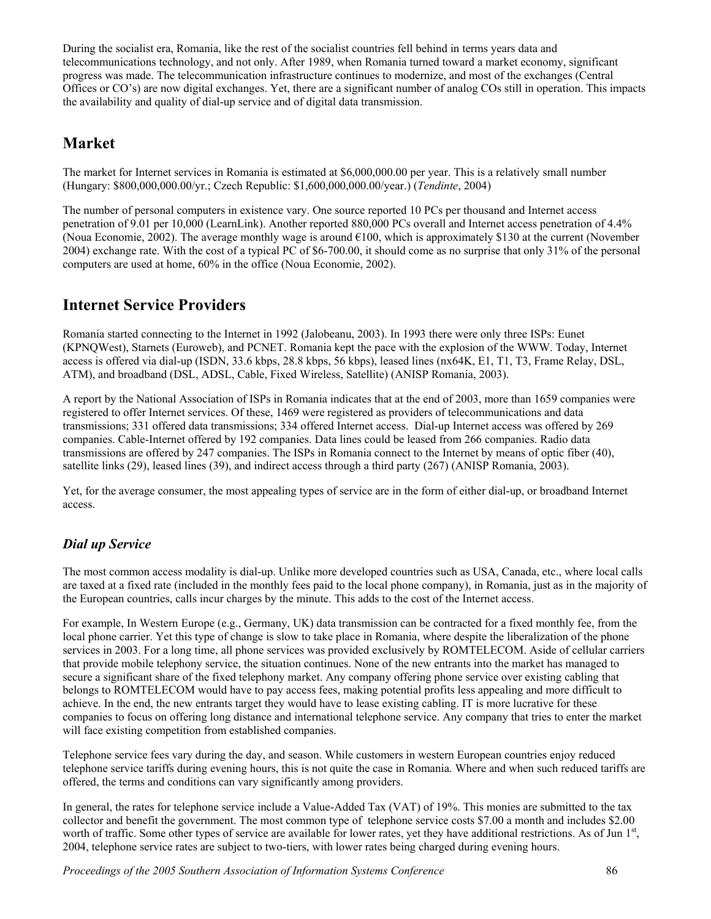During the socialist era, Romania, like the rest of the socialist countries fell behind in terms years data and telecommunications technology, and not only. After 1989, when Romania turned toward a market economy, significant progress was made. The telecommunication infrastructure continues to modernize, and most of the exchanges (Central Offices or CO's) are now digital exchanges. Yet, there are a significant number of analog COs still in operation. This impacts the availability and quality of dial-up service and of digital data transmission.

## Market

The market for Internet services in Romania is estimated at \$6,000,000.00 per year. This is a relatively small number (Hungary: \$800,000,000.00/yr.; Czech Republic: \$1,600,000,000.00/year.) (*Tendinte*, 2004)

The number of personal computers in existence vary. One source reported 10 PCs per thousand and Internet access penetration of 9.01 per 10,000 (LearnLink). Another reported 880,000 PCs overall and Internet access penetration of 4.4% (Noua Economie, 2002). The average monthly wage is around €100, which is approximately \$130 at the current (November 2004) exchange rate. With the cost of a typical PC of \$6-700.00, it should come as no surprise that only 31% of the personal computers are used at home, 60% in the office (Noua Economie, 2002).

## Internet Service Providers

Romania started connecting to the Internet in 1992 (Jalobeanu, 2003). In 1993 there were only three ISPs: Eunet (KPNQWest), Starnets (Euroweb), and PCNET. Romania kept the pace with the explosion of the WWW. Today, Internet access is offered via dial-up (ISDN, 33.6 kbps, 28.8 kbps, 56 kbps), leased lines (nx64K, E1, T1, T3, Frame Relay, DSL, ATM), and broadband (DSL, ADSL, Cable, Fixed Wireless, Satellite) (ANISP Romania, 2003).

A report by the National Association of ISPs in Romania indicates that at the end of 2003, more than 1659 companies were registered to offer Internet services. Of these, 1469 were registered as providers of telecommunications and data transmissions; 331 offered data transmissions; 334 offered Internet access. Dial-up Internet access was offered by 269 companies. Cable-Internet offered by 192 companies. Data lines could be leased from 266 companies. Radio data transmissions are offered by 247 companies. The ISPs in Romania connect to the Internet by means of optic fiber (40), satellite links (29), leased lines (39), and indirect access through a third party (267) (ANISP Romania, 2003).

Yet, for the average consumer, the most appealing types of service are in the form of either dial-up, or broadband Internet access.

### *Dial up Service*

The most common access modality is dial-up. Unlike more developed countries such as USA, Canada, etc., where local calls are taxed at a fixed rate (included in the monthly fees paid to the local phone company), in Romania, just as in the majority of the European countries, calls incur charges by the minute. This adds to the cost of the Internet access.

For example, In Western Europe (e.g., Germany, UK) data transmission can be contracted for a fixed monthly fee, from the local phone carrier. Yet this type of change is slow to take place in Romania, where despite the liberalization of the phone services in 2003. For a long time, all phone services was provided exclusively by ROMTELECOM. Aside of cellular carriers that provide mobile telephony service, the situation continues. None of the new entrants into the market has managed to secure a significant share of the fixed telephony market. Any company offering phone service over existing cabling that belongs to ROMTELECOM would have to pay access fees, making potential profits less appealing and more difficult to achieve. In the end, the new entrants target they would have to lease existing cabling. IT is more lucrative for these companies to focus on offering long distance and international telephone service. Any company that tries to enter the market will face existing competition from established companies.

Telephone service fees vary during the day, and season. While customers in western European countries enjoy reduced telephone service tariffs during evening hours, this is not quite the case in Romania. Where and when such reduced tariffs are offered, the terms and conditions can vary significantly among providers.

In general, the rates for telephone service include a Value-Added Tax (VAT) of 19%. This monies are submitted to the tax collector and benefit the government. The most common type of telephone service costs \$7.00 a month and includes \$2.00 worth of traffic. Some other types of service are available for lower rates, yet they have additional restrictions. As of Jun 1st, 2004, telephone service rates are subject to two-tiers, with lower rates being charged during evening hours.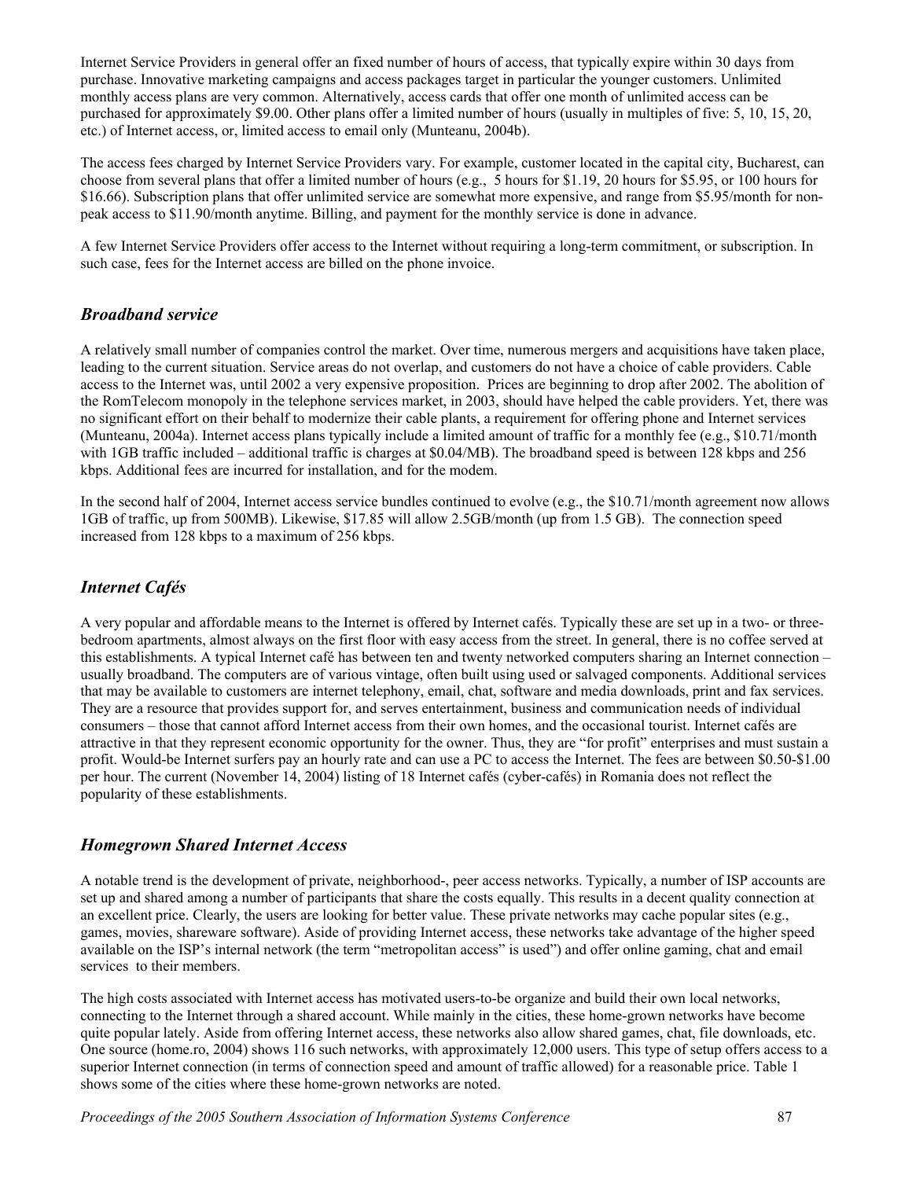Internet Service Providers in general offer an fixed number of hours of access, that typically expire within 30 days from purchase. Innovative marketing campaigns and access packages target in particular the younger customers. Unlimited monthly access plans are very common. Alternatively, access cards that offer one month of unlimited access can be purchased for approximately $9.00. Other plans offer a limited number of hours (usually in multiples of five: 5, 10, 15, 20, etc.) of Internet access, or, limited access to email only (Munteanu, 2004b).

The access fees charged by Internet Service Providers vary. For example, customer located in the capital city, Bucharest, can choose from several plans that offer a limited number of hours (e.g., 5 hours for $1.19, 20 hours for $5.95, or 100 hours for $16.66). Subscription plans that offer unlimited service are somewhat more expensive, and range from $5.95/month for non-peak access to $11.90/month anytime. Billing, and payment for the monthly service is done in advance.

A few Internet Service Providers offer access to the Internet without requiring a long-term commitment, or subscription. In such case, fees for the Internet access are billed on the phone invoice.

## *Broadband service*

A relatively small number of companies control the market. Over time, numerous mergers and acquisitions have taken place, leading to the current situation. Service areas do not overlap, and customers do not have a choice of cable providers. Cable access to the Internet was, until 2002 a very expensive proposition. Prices are beginning to drop after 2002. The abolition of the RomTelecom monopoly in the telephone services market, in 2003, should have helped the cable providers. Yet, there was no significant effort on their behalf to modernize their cable plants, a requirement for offering phone and Internet services (Munteanu, 2004a). Internet access plans typically include a limited amount of traffic for a monthly fee (e.g., $10.71/month with 1GB traffic included – additional traffic is charges at $0.04/MB). The broadband speed is between 128 kbps and 256 kbps. Additional fees are incurred for installation, and for the modem.

In the second half of 2004, Internet access service bundles continued to evolve (e.g., the $10.71/month agreement now allows 1GB of traffic, up from 500MB). Likewise, $17.85 will allow 2.5GB/month (up from 1.5 GB). The connection speed increased from 128 kbps to a maximum of 256 kbps.

## *Internet Cafés*

A very popular and affordable means to the Internet is offered by Internet cafés. Typically these are set up in a two- or three-bedroom apartments, almost always on the first floor with easy access from the street. In general, there is no coffee served at this establishments. A typical Internet café has between ten and twenty networked computers sharing an Internet connection – usually broadband. The computers are of various vintage, often built using used or salvaged components. Additional services that may be available to customers are internet telephony, email, chat, software and media downloads, print and fax services. They are a resource that provides support for, and serves entertainment, business and communication needs of individual consumers – those that cannot afford Internet access from their own homes, and the occasional tourist. Internet cafés are attractive in that they represent economic opportunity for the owner. Thus, they are "for profit" enterprises and must sustain a profit. Would-be Internet surfers pay an hourly rate and can use a PC to access the Internet. The fees are between $0.50-$1.00 per hour. The current (November 14, 2004) listing of 18 Internet cafés (cyber-cafés) in Romania does not reflect the popularity of these establishments.

## *Homegrown Shared Internet Access*

A notable trend is the development of private, neighborhood-, peer access networks. Typically, a number of ISP accounts are set up and shared among a number of participants that share the costs equally. This results in a decent quality connection at an excellent price. Clearly, the users are looking for better value. These private networks may cache popular sites (e.g., games, movies, shareware software). Aside of providing Internet access, these networks take advantage of the higher speed available on the ISP's internal network (the term "metropolitan access" is used") and offer online gaming, chat and email services to their members.

The high costs associated with Internet access has motivated users-to-be organize and build their own local networks, connecting to the Internet through a shared account. While mainly in the cities, these home-grown networks have become quite popular lately. Aside from offering Internet access, these networks also allow shared games, chat, file downloads, etc. One source (home.ro, 2004) shows 116 such networks, with approximately 12,000 users. This type of setup offers access to a superior Internet connection (in terms of connection speed and amount of traffic allowed) for a reasonable price. Table 1 shows some of the cities where these home-grown networks are noted.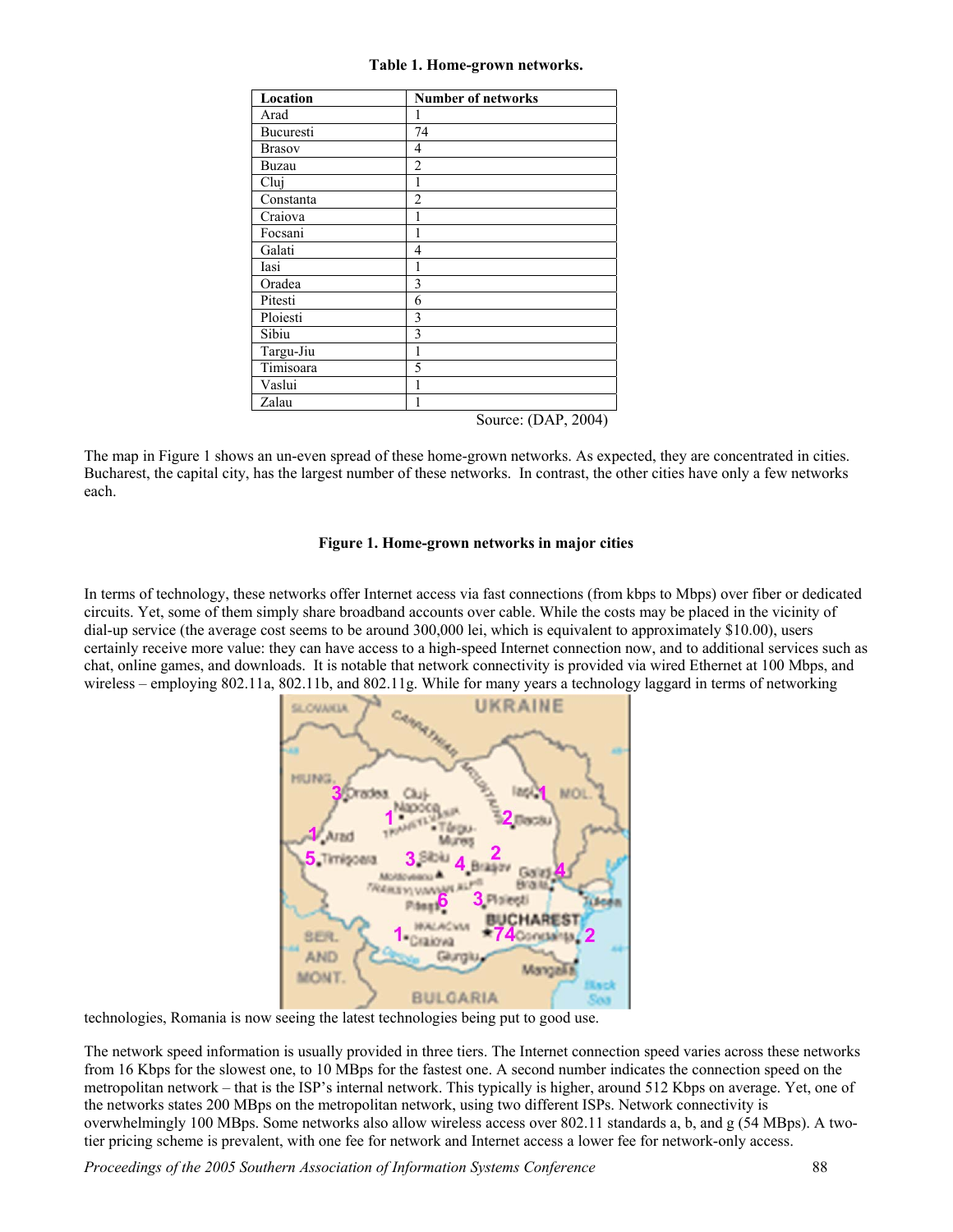**Table 1. Home-grown networks.**

| Location | Number of networks |
|---|---|
| Arad | 1 |
| Bucuresti | 74 |
| Brasov | 4 |
| Buzau | 2 |
| Cluj | 1 |
| Constanta | 2 |
| Craiova | 1 |
| Focsani | 1 |
| Galati | 4 |
| Iasi | 1 |
| Oradea | 3 |
| Pitesti | 6 |
| Ploiesti | 3 |
| Sibiu | 3 |
| Targu-Jiu | 1 |
| Timisoara | 5 |
| Vaslui | 1 |
| Zalau | 1 |

Source: (DAP, 2004)

The map in Figure 1 shows an un-even spread of these home-grown networks. As expected, they are concentrated in cities. Bucharest, the capital city, has the largest number of these networks. In contrast, the other cities have only a few networks each.

**Figure 1. Home-grown networks in major cities**

In terms of technology, these networks offer Internet access via fast connections (from kbps to Mbps) over fiber or dedicated circuits. Yet, some of them simply share broadband accounts over cable. While the costs may be placed in the vicinity of dial-up service (the average cost seems to be around 300,000 lei, which is equivalent to approximately $10.00), users certainly receive more value: they can have access to a high-speed Internet connection now, and to additional services such as chat, online games, and downloads. It is notable that network connectivity is provided via wired Ethernet at 100 Mbps, and wireless – employing 802.11a, 802.11b, and 802.11g. While for many years a technology laggard in terms of networking technologies, Romania is now seeing the latest technologies being put to good use.

The network speed information is usually provided in three tiers. The Internet connection speed varies across these networks from 16 Kbps for the slowest one, to 10 MBps for the fastest one. A second number indicates the connection speed on the metropolitan network – that is the ISP's internal network. This typically is higher, around 512 Kbps on average. Yet, one of the networks states 200 MBps on the metropolitan network, using two different ISPs. Network connectivity is overwhelmingly 100 MBps. Some networks also allow wireless access over 802.11 standards a, b, and g (54 MBps). A two-tier pricing scheme is prevalent, with one fee for network and Internet access a lower fee for network-only access.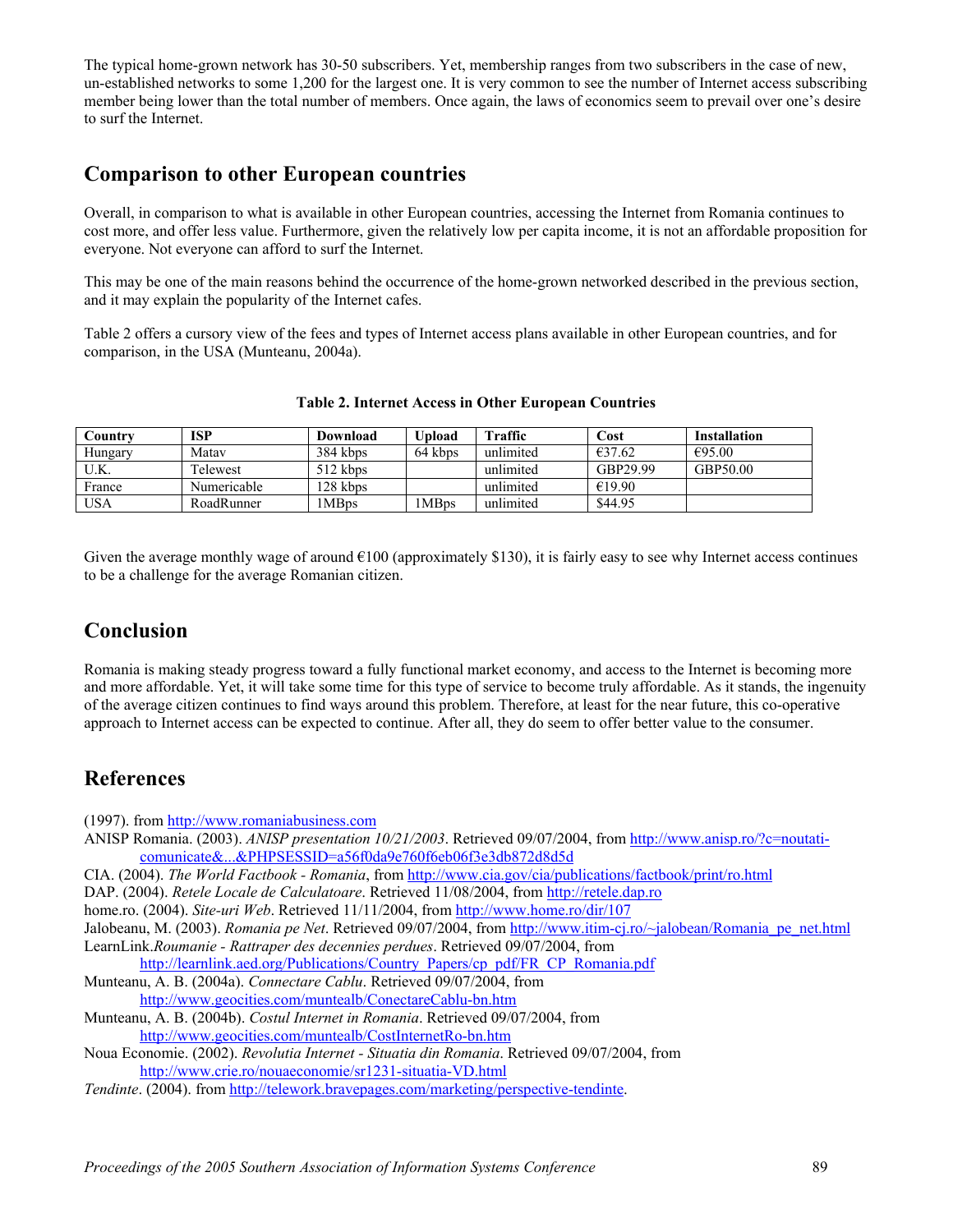The typical home-grown network has 30-50 subscribers. Yet, membership ranges from two subscribers in the case of new, un-established networks to some 1,200 for the largest one. It is very common to see the number of Internet access subscribing member being lower than the total number of members. Once again, the laws of economics seem to prevail over one's desire to surf the Internet.

## Comparison to other European countries

Overall, in comparison to what is available in other European countries, accessing the Internet from Romania continues to cost more, and offer less value. Furthermore, given the relatively low per capita income, it is not an affordable proposition for everyone. Not everyone can afford to surf the Internet.

This may be one of the main reasons behind the occurrence of the home-grown networked described in the previous section, and it may explain the popularity of the Internet cafes.

Table 2 offers a cursory view of the fees and types of Internet access plans available in other European countries, and for comparison, in the USA (Munteanu, 2004a).

**Table 2. Internet Access in Other European Countries**

| Country | ISP | Download | Upload | Traffic | Cost | Installation |
|---|---|---|---|---|---|---|
| Hungary | Matav | 384 kbps | 64 kbps | unlimited | €37.62 | €95.00 |
| U.K. | Telewest | 512 kbps | | unlimited | GBP29.99 | GBP50.00 |
| France | Numericable | 128 kbps | | unlimited | €19.90 | |
| USA | RoadRunner | 1MBps | 1MBps | unlimited | $44.95 | |

Given the average monthly wage of around €100 (approximately $130), it is fairly easy to see why Internet access continues to be a challenge for the average Romanian citizen.

## Conclusion

Romania is making steady progress toward a fully functional market economy, and access to the Internet is becoming more and more affordable. Yet, it will take some time for this type of service to become truly affordable. As it stands, the ingenuity of the average citizen continues to find ways around this problem. Therefore, at least for the near future, this co-operative approach to Internet access can be expected to continue. After all, they do seem to offer better value to the consumer.

## References

(1997). from http://www.romaniabusiness.com

ANISP Romania. (2003). *ANISP presentation 10/21/2003*. Retrieved 09/07/2004, from http://www.anisp.ro/?c=noutati-comunicate&...&PHPSESSID=a56f0da9e760f6eb06f3e3db872d8d5d

CIA. (2004). *The World Factbook - Romania*, from http://www.cia.gov/cia/publications/factbook/print/ro.html

DAP. (2004). *Retele Locale de Calculatoare*. Retrieved 11/08/2004, from http://retele.dap.ro

home.ro. (2004). *Site-uri Web*. Retrieved 11/11/2004, from http://www.home.ro/dir/107

Jalobeanu, M. (2003). *Romania pe Net*. Retrieved 09/07/2004, from http://www.itim-cj.ro/~jalobean/Romania_pe_net.html

LearnLink.*Roumanie - Rattraper des decennies perdues*. Retrieved 09/07/2004, from http://learnlink.aed.org/Publications/Country_Papers/cp_pdf/FR_CP_Romania.pdf

Munteanu, A. B. (2004a). *Connectare Cablu*. Retrieved 09/07/2004, from http://www.geocities.com/muntealb/ConectareCablu-bn.htm

Munteanu, A. B. (2004b). *Costul Internet in Romania*. Retrieved 09/07/2004, from http://www.geocities.com/muntealb/CostInternetRo-bn.htm

Noua Economie. (2002). *Revolutia Internet - Situatia din Romania*. Retrieved 09/07/2004, from http://www.crie.ro/nouaeconomie/sr1231-situatia-VD.html

*Tendinte*. (2004). from http://telework.bravepages.com/marketing/perspective-tendinte.